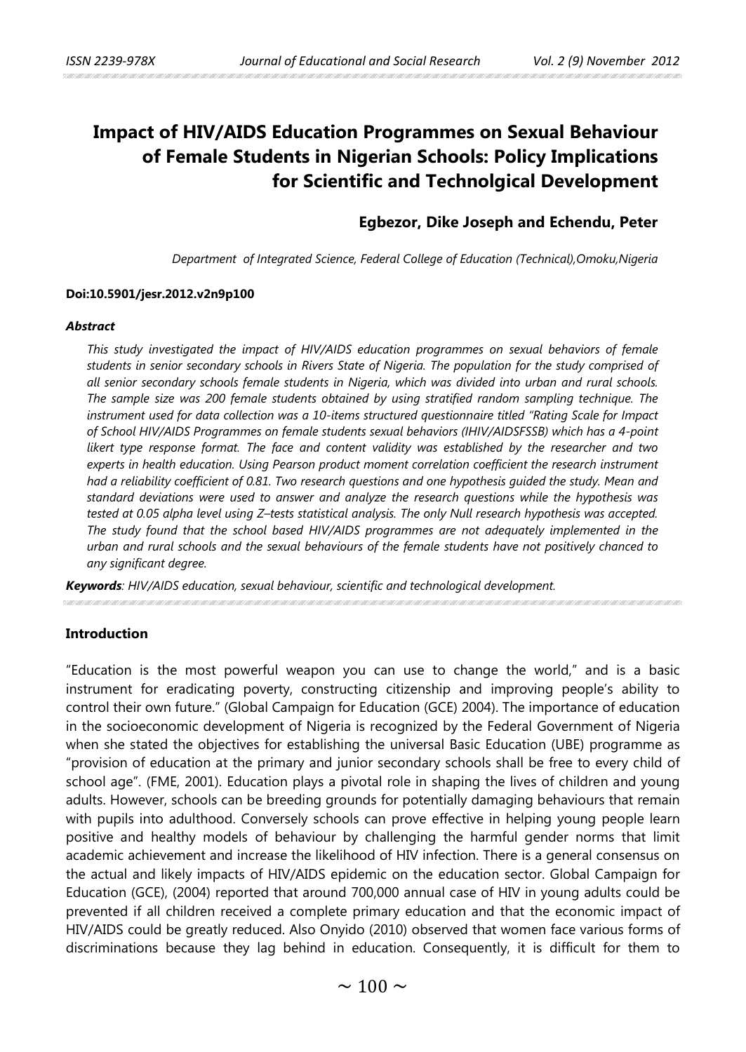# Impact of HIV/AIDS Education Programmes on Sexual Behaviour of Female Students in Nigerian Schools: Policy Implications for Scientific and Technolgical Development

**Egbezor, Dike Joseph and Echendu, Peter**

*Department of Integrated Science, Federal College of Education (Technical),Omoku,Nigeria*

**Doi:10.5901/jesr.2012.v2n9p100**

***Abstract***

*This study investigated the impact of HIV/AIDS education programmes on sexual behaviors of female students in senior secondary schools in Rivers State of Nigeria. The population for the study comprised of all senior secondary schools female students in Nigeria, which was divided into urban and rural schools. The sample size was 200 female students obtained by using stratified random sampling technique. The instrument used for data collection was a 10-items structured questionnaire titled "Rating Scale for Impact of School HIV/AIDS Programmes on female students sexual behaviors (IHIV/AIDSFSSB) which has a 4-point likert type response format. The face and content validity was established by the researcher and two experts in health education. Using Pearson product moment correlation coefficient the research instrument had a reliability coefficient of 0.81. Two research questions and one hypothesis guided the study. Mean and standard deviations were used to answer and analyze the research questions while the hypothesis was tested at 0.05 alpha level using Z–tests statistical analysis. The only Null research hypothesis was accepted. The study found that the school based HIV/AIDS programmes are not adequately implemented in the urban and rural schools and the sexual behaviours of the female students have not positively chanced to any significant degree.*

***Keywords****: HIV/AIDS education, sexual behaviour, scientific and technological development.*

## Introduction

"Education is the most powerful weapon you can use to change the world," and is a basic instrument for eradicating poverty, constructing citizenship and improving people's ability to control their own future." (Global Campaign for Education (GCE) 2004). The importance of education in the socioeconomic development of Nigeria is recognized by the Federal Government of Nigeria when she stated the objectives for establishing the universal Basic Education (UBE) programme as "provision of education at the primary and junior secondary schools shall be free to every child of school age". (FME, 2001). Education plays a pivotal role in shaping the lives of children and young adults. However, schools can be breeding grounds for potentially damaging behaviours that remain with pupils into adulthood. Conversely schools can prove effective in helping young people learn positive and healthy models of behaviour by challenging the harmful gender norms that limit academic achievement and increase the likelihood of HIV infection. There is a general consensus on the actual and likely impacts of HIV/AIDS epidemic on the education sector. Global Campaign for Education (GCE), (2004) reported that around 700,000 annual case of HIV in young adults could be prevented if all children received a complete primary education and that the economic impact of HIV/AIDS could be greatly reduced. Also Onyido (2010) observed that women face various forms of discriminations because they lag behind in education. Consequently, it is difficult for them to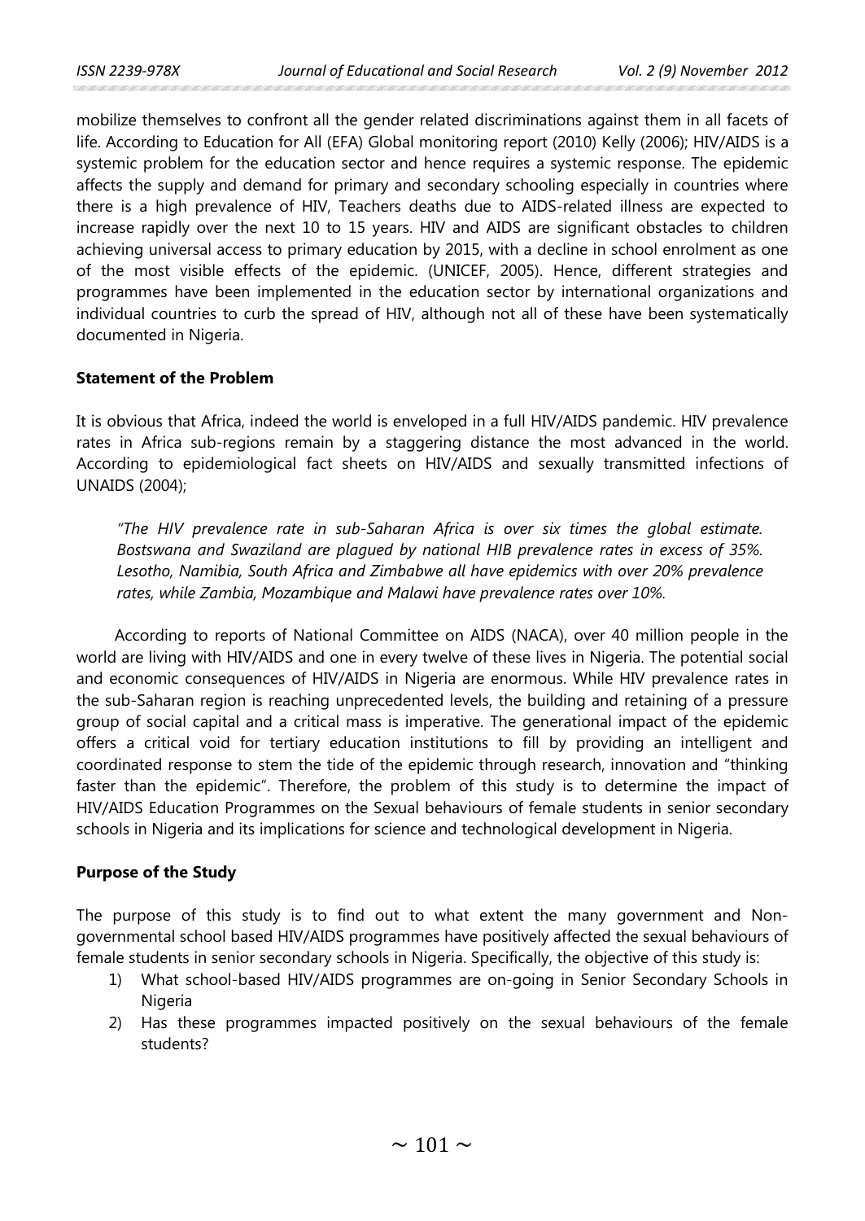mobilize themselves to confront all the gender related discriminations against them in all facets of life. According to Education for All (EFA) Global monitoring report (2010) Kelly (2006); HIV/AIDS is a systemic problem for the education sector and hence requires a systemic response. The epidemic affects the supply and demand for primary and secondary schooling especially in countries where there is a high prevalence of HIV, Teachers deaths due to AIDS-related illness are expected to increase rapidly over the next 10 to 15 years. HIV and AIDS are significant obstacles to children achieving universal access to primary education by 2015, with a decline in school enrolment as one of the most visible effects of the epidemic. (UNICEF, 2005). Hence, different strategies and programmes have been implemented in the education sector by international organizations and individual countries to curb the spread of HIV, although not all of these have been systematically documented in Nigeria.

## Statement of the Problem

It is obvious that Africa, indeed the world is enveloped in a full HIV/AIDS pandemic. HIV prevalence rates in Africa sub-regions remain by a staggering distance the most advanced in the world. According to epidemiological fact sheets on HIV/AIDS and sexually transmitted infections of UNAIDS (2004);

> *"The HIV prevalence rate in sub-Saharan Africa is over six times the global estimate. Bostswana and Swaziland are plagued by national HIB prevalence rates in excess of 35%. Lesotho, Namibia, South Africa and Zimbabwe all have epidemics with over 20% prevalence rates, while Zambia, Mozambique and Malawi have prevalence rates over 10%.*

According to reports of National Committee on AIDS (NACA), over 40 million people in the world are living with HIV/AIDS and one in every twelve of these lives in Nigeria. The potential social and economic consequences of HIV/AIDS in Nigeria are enormous. While HIV prevalence rates in the sub-Saharan region is reaching unprecedented levels, the building and retaining of a pressure group of social capital and a critical mass is imperative. The generational impact of the epidemic offers a critical void for tertiary education institutions to fill by providing an intelligent and coordinated response to stem the tide of the epidemic through research, innovation and "thinking faster than the epidemic". Therefore, the problem of this study is to determine the impact of HIV/AIDS Education Programmes on the Sexual behaviours of female students in senior secondary schools in Nigeria and its implications for science and technological development in Nigeria.

## Purpose of the Study

The purpose of this study is to find out to what extent the many government and Non-governmental school based HIV/AIDS programmes have positively affected the sexual behaviours of female students in senior secondary schools in Nigeria. Specifically, the objective of this study is:

1) What school-based HIV/AIDS programmes are on-going in Senior Secondary Schools in Nigeria
2) Has these programmes impacted positively on the sexual behaviours of the female students?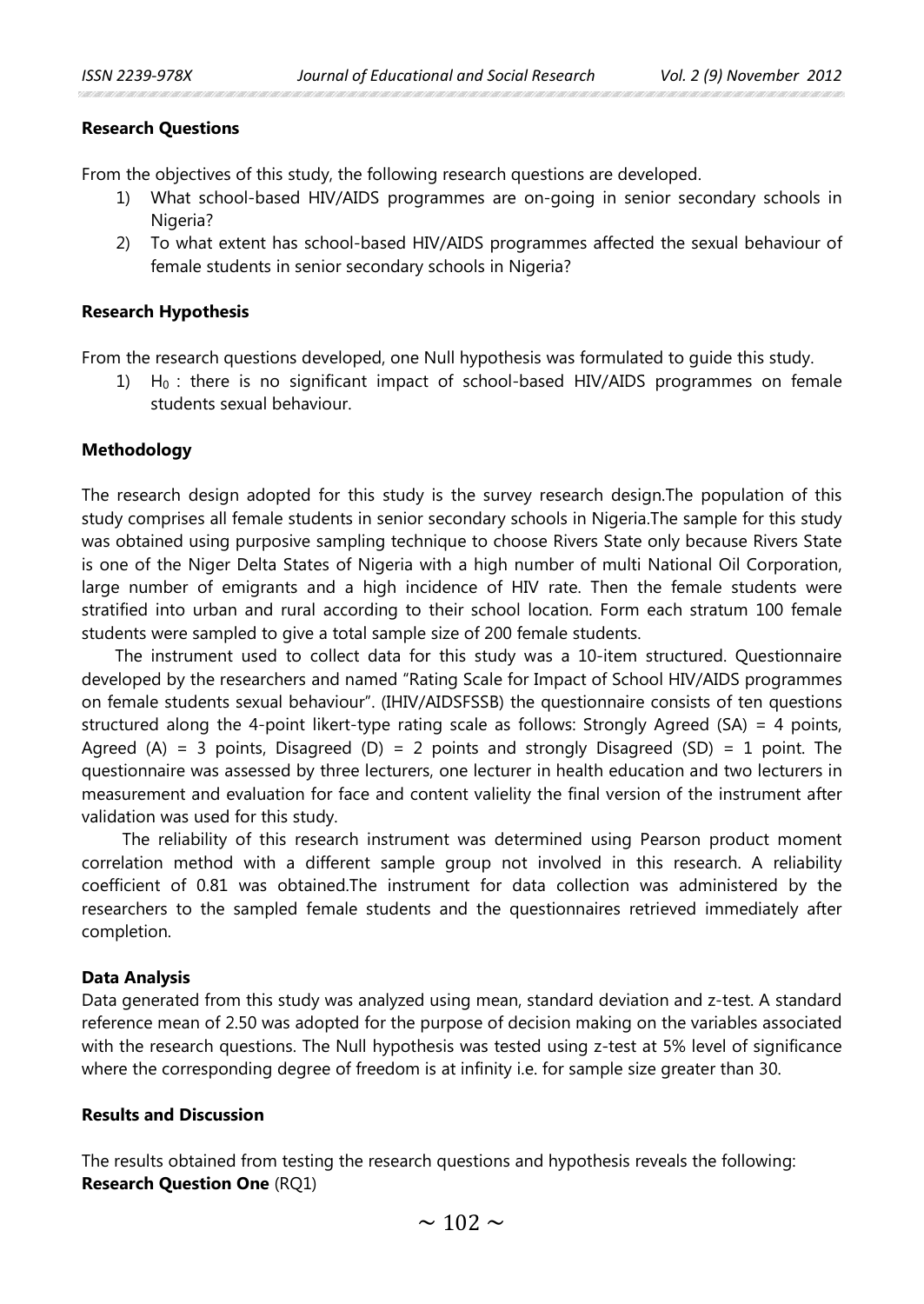**Research Questions**

From the objectives of this study, the following research questions are developed.

1) What school-based HIV/AIDS programmes are on-going in senior secondary schools in Nigeria?
2) To what extent has school-based HIV/AIDS programmes affected the sexual behaviour of female students in senior secondary schools in Nigeria?

**Research Hypothesis**

From the research questions developed, one Null hypothesis was formulated to guide this study.

1) $H_0$ : there is no significant impact of school-based HIV/AIDS programmes on female students sexual behaviour.

**Methodology**

The research design adopted for this study is the survey research design.The population of this study comprises all female students in senior secondary schools in Nigeria.The sample for this study was obtained using purposive sampling technique to choose Rivers State only because Rivers State is one of the Niger Delta States of Nigeria with a high number of multi National Oil Corporation, large number of emigrants and a high incidence of HIV rate. Then the female students were stratified into urban and rural according to their school location. Form each stratum 100 female students were sampled to give a total sample size of 200 female students.

The instrument used to collect data for this study was a 10-item structured. Questionnaire developed by the researchers and named "Rating Scale for Impact of School HIV/AIDS programmes on female students sexual behaviour". (IHIV/AIDSFSSB) the questionnaire consists of ten questions structured along the 4-point likert-type rating scale as follows: Strongly Agreed (SA) = 4 points, Agreed (A) = 3 points, Disagreed (D) = 2 points and strongly Disagreed (SD) = 1 point. The questionnaire was assessed by three lecturers, one lecturer in health education and two lecturers in measurement and evaluation for face and content valielity the final version of the instrument after validation was used for this study.

The reliability of this research instrument was determined using Pearson product moment correlation method with a different sample group not involved in this research. A reliability coefficient of 0.81 was obtained.The instrument for data collection was administered by the researchers to the sampled female students and the questionnaires retrieved immediately after completion.

**Data Analysis**

Data generated from this study was analyzed using mean, standard deviation and z-test. A standard reference mean of 2.50 was adopted for the purpose of decision making on the variables associated with the research questions. The Null hypothesis was tested using z-test at 5% level of significance where the corresponding degree of freedom is at infinity i.e. for sample size greater than 30.

**Results and Discussion**

The results obtained from testing the research questions and hypothesis reveals the following:
**Research Question One** (RQ1)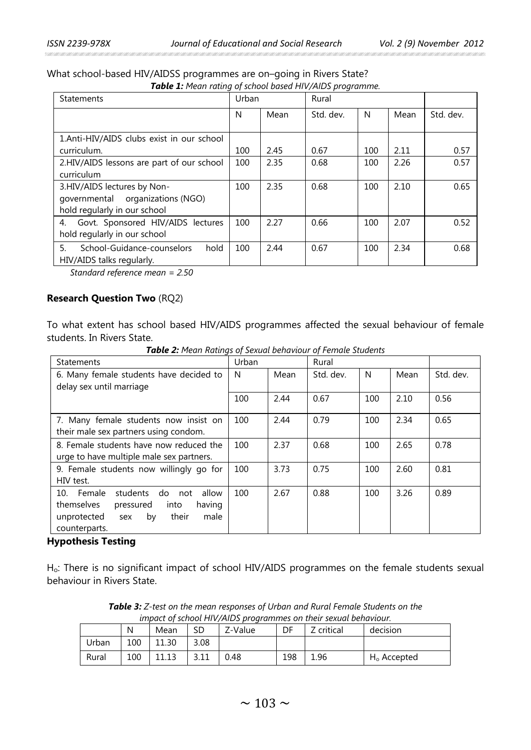What school-based HIV/AIDSS programmes are on–going in Rivers State?

***Table 1:*** *Mean rating of school based HIV/AIDS programme.*

| Statements | Urban | | Rural | | | |
|---|---|---|---|---|---|---|
| | N | Mean | Std. dev. | N | Mean | Std. dev. |
| 1.Anti-HIV/AIDS clubs exist in our school curriculum. | 100 | 2.45 | 0.67 | 100 | 2.11 | 0.57 |
| 2.HIV/AIDS lessons are part of our school curriculum | 100 | 2.35 | 0.68 | 100 | 2.26 | 0.57 |
| 3.HIV/AIDS lectures by Non-governmental organizations (NGO) hold regularly in our school | 100 | 2.35 | 0.68 | 100 | 2.10 | 0.65 |
| 4. Govt. Sponsored HIV/AIDS lectures hold regularly in our school | 100 | 2.27 | 0.66 | 100 | 2.07 | 0.52 |
| 5. School-Guidance-counselors hold HIV/AIDS talks regularly. | 100 | 2.44 | 0.67 | 100 | 2.34 | 0.68 |

*Standard reference mean = 2.50*

**Research Question Two** (RQ2)

To what extent has school based HIV/AIDS programmes affected the sexual behaviour of female students. In Rivers State.

***Table 2:*** *Mean Ratings of Sexual behaviour of Female Students*

| Statements | Urban | | Rural | | | |
|---|---|---|---|---|---|---|
| 6. Many female students have decided to delay sex until marriage | N | Mean | Std. dev. | N | Mean | Std. dev. |
| | 100 | 2.44 | 0.67 | 100 | 2.10 | 0.56 |
| 7. Many female students now insist on their male sex partners using condom. | 100 | 2.44 | 0.79 | 100 | 2.34 | 0.65 |
| 8. Female students have now reduced the urge to have multiple male sex partners. | 100 | 2.37 | 0.68 | 100 | 2.65 | 0.78 |
| 9. Female students now willingly go for HIV test. | 100 | 3.73 | 0.75 | 100 | 2.60 | 0.81 |
| 10. Female students do not allow themselves pressured into having unprotected sex by their male counterparts. | 100 | 2.67 | 0.88 | 100 | 3.26 | 0.89 |

**Hypothesis Testing**

$H_o$: There is no significant impact of school HIV/AIDS programmes on the female students sexual behaviour in Rivers State.

***Table 3:*** *Z-test on the mean responses of Urban and Rural Female Students on the impact of school HIV/AIDS programmes on their sexual behaviour.*

| | N | Mean | SD | Z-Value | DF | Z critical | decision |
|---|---|---|---|---|---|---|---|
| Urban | 100 | 11.30 | 3.08 | | | | |
| Rural | 100 | 11.13 | 3.11 | 0.48 | 198 | 1.96 | $H_o$ Accepted |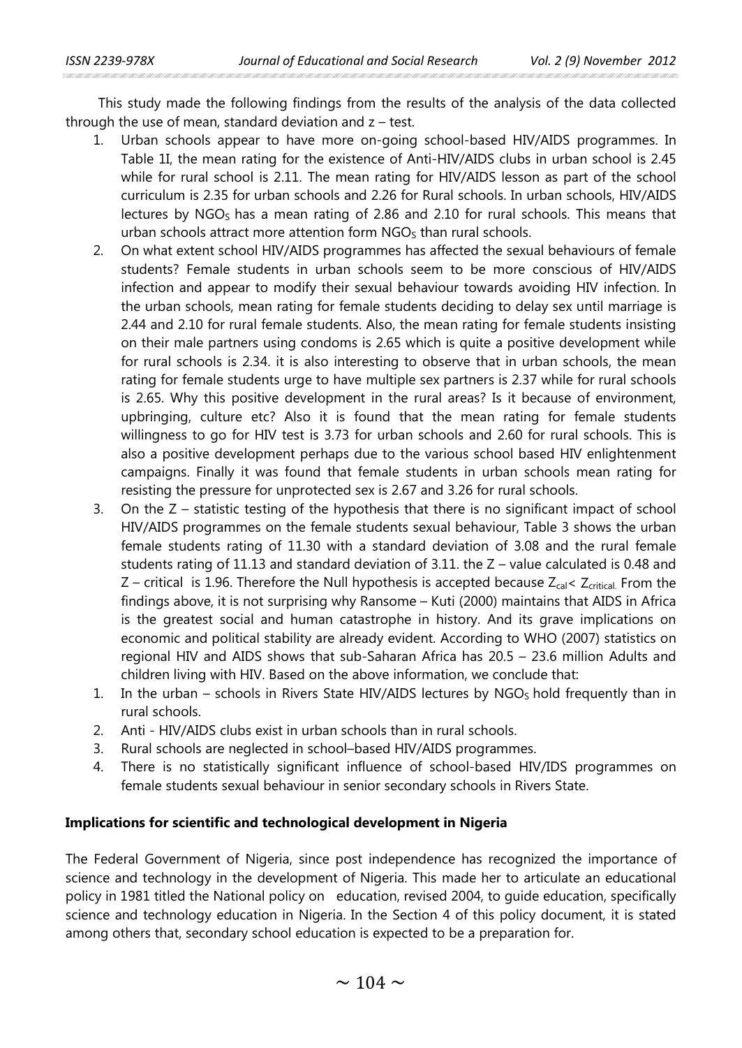This study made the following findings from the results of the analysis of the data collected through the use of mean, standard deviation and z – test.

1. Urban schools appear to have more on-going school-based HIV/AIDS programmes. In Table 1I, the mean rating for the existence of Anti-HIV/AIDS clubs in urban school is 2.45 while for rural school is 2.11. The mean rating for HIV/AIDS lesson as part of the school curriculum is 2.35 for urban schools and 2.26 for Rural schools. In urban schools, HIV/AIDS lectures by $NGO_S$ has a mean rating of 2.86 and 2.10 for rural schools. This means that urban schools attract more attention form $NGO_S$ than rural schools.
2. On what extent school HIV/AIDS programmes has affected the sexual behaviours of female students? Female students in urban schools seem to be more conscious of HIV/AIDS infection and appear to modify their sexual behaviour towards avoiding HIV infection. In the urban schools, mean rating for female students deciding to delay sex until marriage is 2.44 and 2.10 for rural female students. Also, the mean rating for female students insisting on their male partners using condoms is 2.65 which is quite a positive development while for rural schools is 2.34. it is also interesting to observe that in urban schools, the mean rating for female students urge to have multiple sex partners is 2.37 while for rural schools is 2.65. Why this positive development in the rural areas? Is it because of environment, upbringing, culture etc? Also it is found that the mean rating for female students willingness to go for HIV test is 3.73 for urban schools and 2.60 for rural schools. This is also a positive development perhaps due to the various school based HIV enlightenment campaigns. Finally it was found that female students in urban schools mean rating for resisting the pressure for unprotected sex is 2.67 and 3.26 for rural schools.
3. On the Z – statistic testing of the hypothesis that there is no significant impact of school HIV/AIDS programmes on the female students sexual behaviour, Table 3 shows the urban female students rating of 11.30 with a standard deviation of 3.08 and the rural female students rating of 11.13 and standard deviation of 3.11. the Z – value calculated is 0.48 and Z – critical is 1.96. Therefore the Null hypothesis is accepted because $Z_{cal} < Z_{critical.}$ From the findings above, it is not surprising why Ransome – Kuti (2000) maintains that AIDS in Africa is the greatest social and human catastrophe in history. And its grave implications on economic and political stability are already evident. According to WHO (2007) statistics on regional HIV and AIDS shows that sub-Saharan Africa has 20.5 – 23.6 million Adults and children living with HIV. Based on the above information, we conclude that:

1. In the urban – schools in Rivers State HIV/AIDS lectures by $NGO_S$ hold frequently than in rural schools.
2. Anti - HIV/AIDS clubs exist in urban schools than in rural schools.
3. Rural schools are neglected in school–based HIV/AIDS programmes.
4. There is no statistically significant influence of school-based HIV/IDS programmes on female students sexual behaviour in senior secondary schools in Rivers State.

**Implications for scientific and technological development in Nigeria**

The Federal Government of Nigeria, since post independence has recognized the importance of science and technology in the development of Nigeria. This made her to articulate an educational policy in 1981 titled the National policy on education, revised 2004, to guide education, specifically science and technology education in Nigeria. In the Section 4 of this policy document, it is stated among others that, secondary school education is expected to be a preparation for.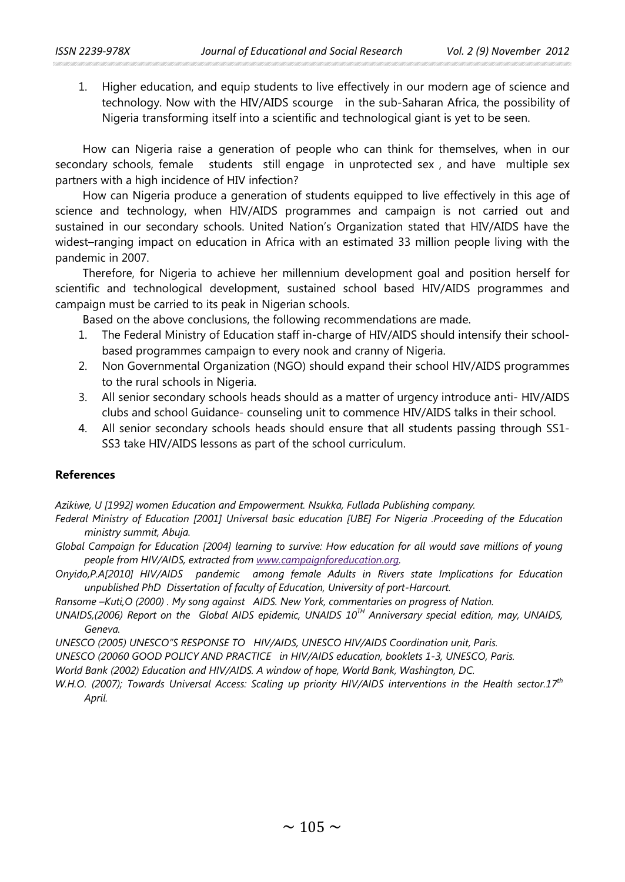1. Higher education, and equip students to live effectively in our modern age of science and technology. Now with the HIV/AIDS scourge in the sub-Saharan Africa, the possibility of Nigeria transforming itself into a scientific and technological giant is yet to be seen.

How can Nigeria raise a generation of people who can think for themselves, when in our secondary schools, female students still engage in unprotected sex , and have multiple sex partners with a high incidence of HIV infection?

How can Nigeria produce a generation of students equipped to live effectively in this age of science and technology, when HIV/AIDS programmes and campaign is not carried out and sustained in our secondary schools. United Nation's Organization stated that HIV/AIDS have the widest–ranging impact on education in Africa with an estimated 33 million people living with the pandemic in 2007.

Therefore, for Nigeria to achieve her millennium development goal and position herself for scientific and technological development, sustained school based HIV/AIDS programmes and campaign must be carried to its peak in Nigerian schools.

Based on the above conclusions, the following recommendations are made.

1. The Federal Ministry of Education staff in-charge of HIV/AIDS should intensify their school-based programmes campaign to every nook and cranny of Nigeria.
2. Non Governmental Organization (NGO) should expand their school HIV/AIDS programmes to the rural schools in Nigeria.
3. All senior secondary schools heads should as a matter of urgency introduce anti- HIV/AIDS clubs and school Guidance- counseling unit to commence HIV/AIDS talks in their school.
4. All senior secondary schools heads should ensure that all students passing through SS1-SS3 take HIV/AIDS lessons as part of the school curriculum.

## References

*Azikiwe, U [1992] women Education and Empowerment. Nsukka, Fullada Publishing company.*

*Federal Ministry of Education [2001] Universal basic education [UBE] For Nigeria .Proceeding of the Education ministry summit, Abuja.*

*Global Campaign for Education [2004] learning to survive: How education for all would save millions of young people from HIV/AIDS, extracted from www.campaignforeducation.org.*

*Onyido,P.A[2010] HIV/AIDS pandemic among female Adults in Rivers state Implications for Education unpublished PhD Dissertation of faculty of Education, University of port-Harcourt.*

*Ransome –Kuti,O (2000) . My song against AIDS. New York, commentaries on progress of Nation.*

*UNAIDS,(2006) Report on the Global AIDS epidemic, UNAIDS 10TH Anniversary special edition, may, UNAIDS, Geneva.*

*UNESCO (2005) UNESCO"S RESPONSE TO HIV/AIDS, UNESCO HIV/AIDS Coordination unit, Paris.*

*UNESCO (20060 GOOD POLICY AND PRACTICE in HIV/AIDS education, booklets 1-3, UNESCO, Paris.*

*World Bank (2002) Education and HIV/AIDS. A window of hope, World Bank, Washington, DC.*

*W.H.O. (2007); Towards Universal Access: Scaling up priority HIV/AIDS interventions in the Health sector.17th April.*